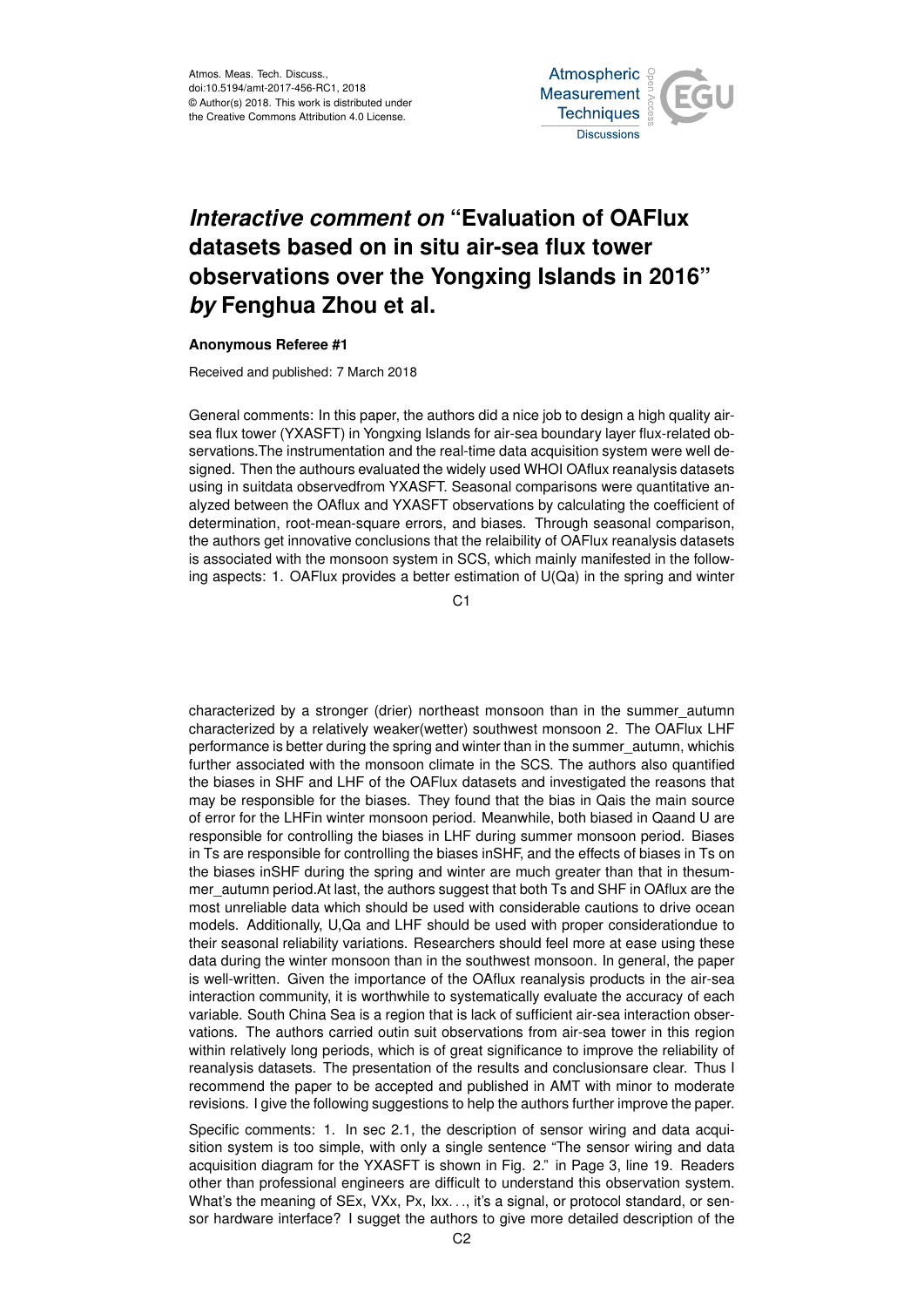# *Interactive comment on* "Evaluation of OAFlux datasets based on in situ air-sea flux tower observations over the Yongxing Islands in 2016" *by* Fenghua Zhou et al.

**Anonymous Referee #1**

Received and published: 7 March 2018

General comments: In this paper, the authors did a nice job to design a high quality air-sea flux tower (YXASFT) in Yongxing Islands for air-sea boundary layer flux-related observations.The instrumentation and the real-time data acquisition system were well designed. Then the authours evaluated the widely used WHOI OAflux reanalysis datasets using in suitdata observedfrom YXASFT. Seasonal comparisons were quantitative analyzed between the OAflux and YXASFT observations by calculating the coefficient of determination, root-mean-square errors, and biases. Through seasonal comparison, the authors get innovative conclusions that the relaibility of OAFlux reanalysis datasets is associated with the monsoon system in SCS, which mainly manifested in the following aspects: 1. OAFlux provides a better estimation of U(Qa) in the spring and winter characterized by a stronger (drier) northeast monsoon than in the summer_autumn characterized by a relatively weaker(wetter) southwest monsoon 2. The OAFlux LHF performance is better during the spring and winter than in the summer_autumn, whichis further associated with the monsoon climate in the SCS. The authors also quantified the biases in SHF and LHF of the OAFlux datasets and investigated the reasons that may be responsible for the biases. They found that the bias in Qais the main source of error for the LHFin winter monsoon period. Meanwhile, both biased in Qaand U are responsible for controlling the biases in LHF during summer monsoon period. Biases in Ts are responsible for controlling the biases inSHF, and the effects of biases in Ts on the biases inSHF during the spring and winter are much greater than that in thesummer_autumn period.At last, the authors suggest that both Ts and SHF in OAflux are the most unreliable data which should be used with considerable cautions to drive ocean models. Additionally, U,Qa and LHF should be used with proper considerationdue to their seasonal reliability variations. Researchers should feel more at ease using these data during the winter monsoon than in the southwest monsoon. In general, the paper is well-written. Given the importance of the OAflux reanalysis products in the air-sea interaction community, it is worthwhile to systematically evaluate the accuracy of each variable. South China Sea is a region that is lack of sufficient air-sea interaction observations. The authors carried outin suit observations from air-sea tower in this region within relatively long periods, which is of great significance to improve the reliability of reanalysis datasets. The presentation of the results and conclusionsare clear. Thus I recommend the paper to be accepted and published in AMT with minor to moderate revisions. I give the following suggestions to help the authors further improve the paper.

Specific comments: 1. In sec 2.1, the description of sensor wiring and data acquisition system is too simple, with only a single sentence "The sensor wiring and data acquisition diagram for the YXASFT is shown in Fig. 2." in Page 3, line 19. Readers other than professional engineers are difficult to understand this observation system. What's the meaning of SEx, VXx, Px, Ixx. . ., it's a signal, or protocol standard, or sensor hardware interface? I sugget the authors to give more detailed description of the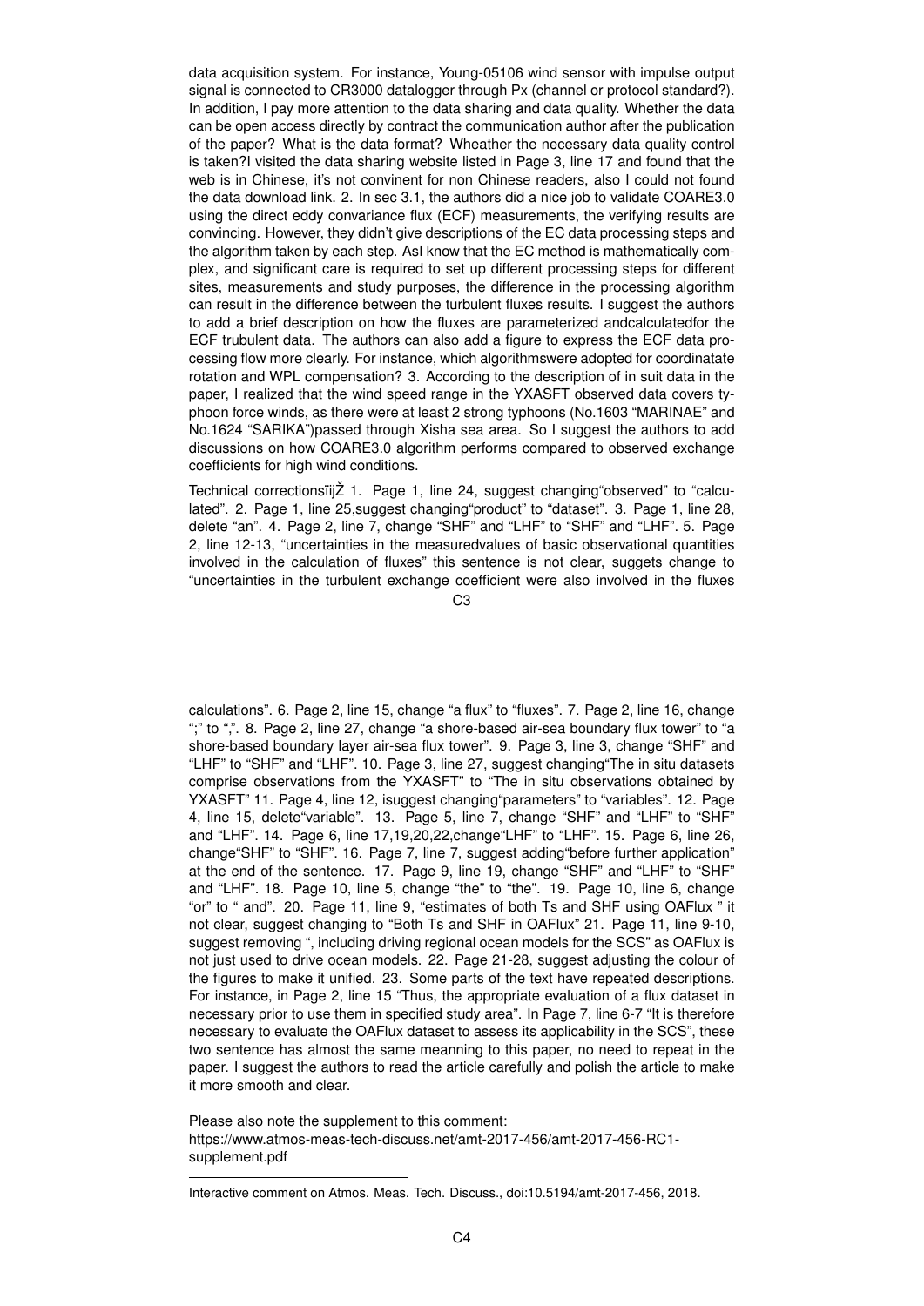data acquisition system. For instance, Young-05106 wind sensor with impulse output signal is connected to CR3000 datalogger through Px (channel or protocol standard?). In addition, I pay more attention to the data sharing and data quality. Whether the data can be open access directly by contract the communication author after the publication of the paper? What is the data format? Wheather the necessary data quality control is taken?I visited the data sharing website listed in Page 3, line 17 and found that the web is in Chinese, it's not convinent for non Chinese readers, also I could not found the data download link. 2. In sec 3.1, the authors did a nice job to validate COARE3.0 using the direct eddy convariance flux (ECF) measurements, the verifying results are convincing. However, they didn't give descriptions of the EC data processing steps and the algorithm taken by each step. AsI know that the EC method is mathematically complex, and significant care is required to set up different processing steps for different sites, measurements and study purposes, the difference in the processing algorithm can result in the difference between the turbulent fluxes results. I suggest the authors to add a brief description on how the fluxes are parameterized andcalculatedfor the ECF trubulent data. The authors can also add a figure to express the ECF data processing flow more clearly. For instance, which algorithmswere adopted for coordinatate rotation and WPL compensation? 3. According to the description of in suit data in the paper, I realized that the wind speed range in the YXASFT observed data covers typhoon force winds, as there were at least 2 strong typhoons (No.1603 "MARINAE" and No.1624 "SARIKA")passed through Xisha sea area. So I suggest the authors to add discussions on how COARE3.0 algorithm performs compared to observed exchange coefficients for high wind conditions.

Technical correctionsïijŽ 1. Page 1, line 24, suggest changing"observed" to "calculated". 2. Page 1, line 25,suggest changing"product" to "dataset". 3. Page 1, line 28, delete "an". 4. Page 2, line 7, change "SHF" and "LHF" to "SHF" and "LHF". 5. Page 2, line 12-13, "uncertainties in the measuredvalues of basic observational quantities involved in the calculation of fluxes" this sentence is not clear, suggets change to "uncertainties in the turbulent exchange coefficient were also involved in the fluxes calculations". 6. Page 2, line 15, change "a flux" to "fluxes". 7. Page 2, line 16, change ";" to ",". 8. Page 2, line 27, change "a shore-based air-sea boundary flux tower" to "a shore-based boundary layer air-sea flux tower". 9. Page 3, line 3, change "SHF" and "LHF" to "SHF" and "LHF". 10. Page 3, line 27, suggest changing"The in situ datasets comprise observations from the YXASFT" to "The in situ observations obtained by YXASFT" 11. Page 4, line 12, isuggest changing"parameters" to "variables". 12. Page 4, line 15, delete"variable". 13. Page 5, line 7, change "SHF" and "LHF" to "SHF" and "LHF". 14. Page 6, line 17,19,20,22,change"LHF" to "LHF". 15. Page 6, line 26, change"SHF" to "SHF". 16. Page 7, line 7, suggest adding"before further application" at the end of the sentence. 17. Page 9, line 19, change "SHF" and "LHF" to "SHF" and "LHF". 18. Page 10, line 5, change "the" to "the". 19. Page 10, line 6, change "or" to " and". 20. Page 11, line 9, "estimates of both Ts and SHF using OAFlux " it not clear, suggest changing to "Both Ts and SHF in OAFlux" 21. Page 11, line 9-10, suggest removing ", including driving regional ocean models for the SCS" as OAFlux is not just used to drive ocean models. 22. Page 21-28, suggest adjusting the colour of the figures to make it unified. 23. Some parts of the text have repeated descriptions. For instance, in Page 2, line 15 "Thus, the appropriate evaluation of a flux dataset in necessary prior to use them in specified study area". In Page 7, line 6-7 "It is therefore necessary to evaluate the OAFlux dataset to assess its applicability in the SCS", these two sentence has almost the same meanning to this paper, no need to repeat in the paper. I suggest the authors to read the article carefully and polish the article to make it more smooth and clear.

Please also note the supplement to this comment:
https://www.atmos-meas-tech-discuss.net/amt-2017-456/amt-2017-456-RC1-supplement.pdf

Interactive comment on Atmos. Meas. Tech. Discuss., doi:10.5194/amt-2017-456, 2018.